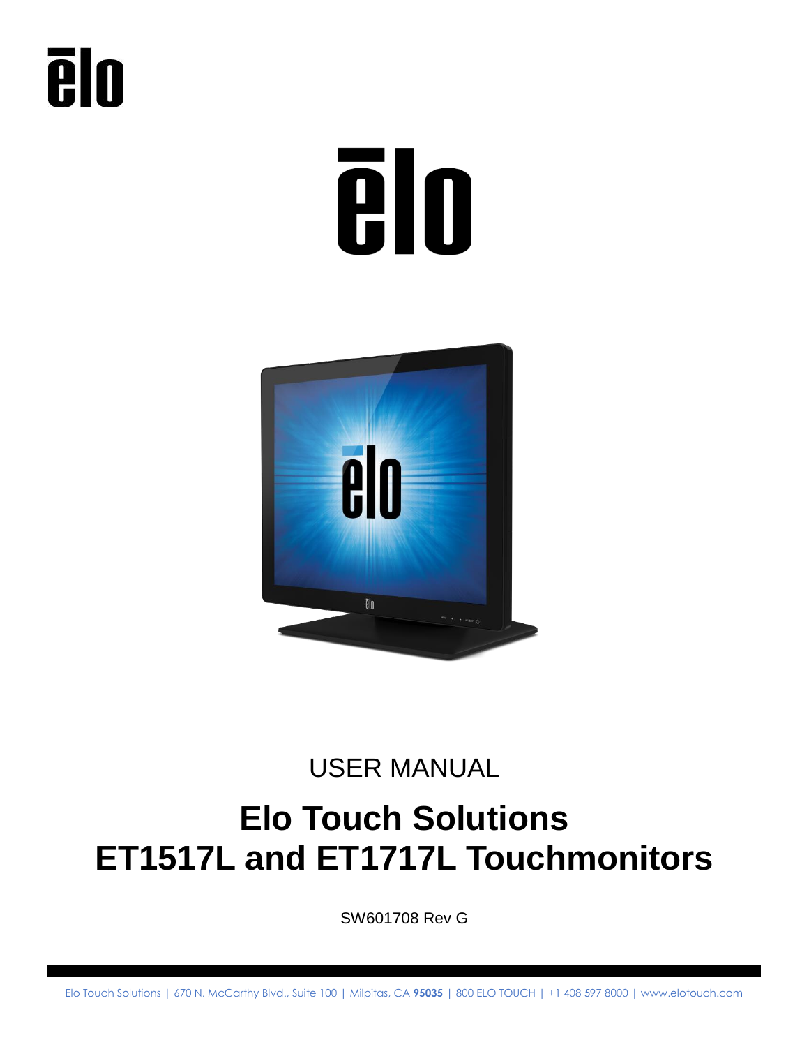USER MANUAL

# Elo Touch Solutions
# ET1517L and ET1717L Touchmonitors

SW601708 Rev G

Elo Touch Solutions | 670 N. McCarthy Blvd., Suite 100 | Milpitas, CA **95035** | 800 ELO TOUCH | +1 408 597 8000 | www.elotouch.com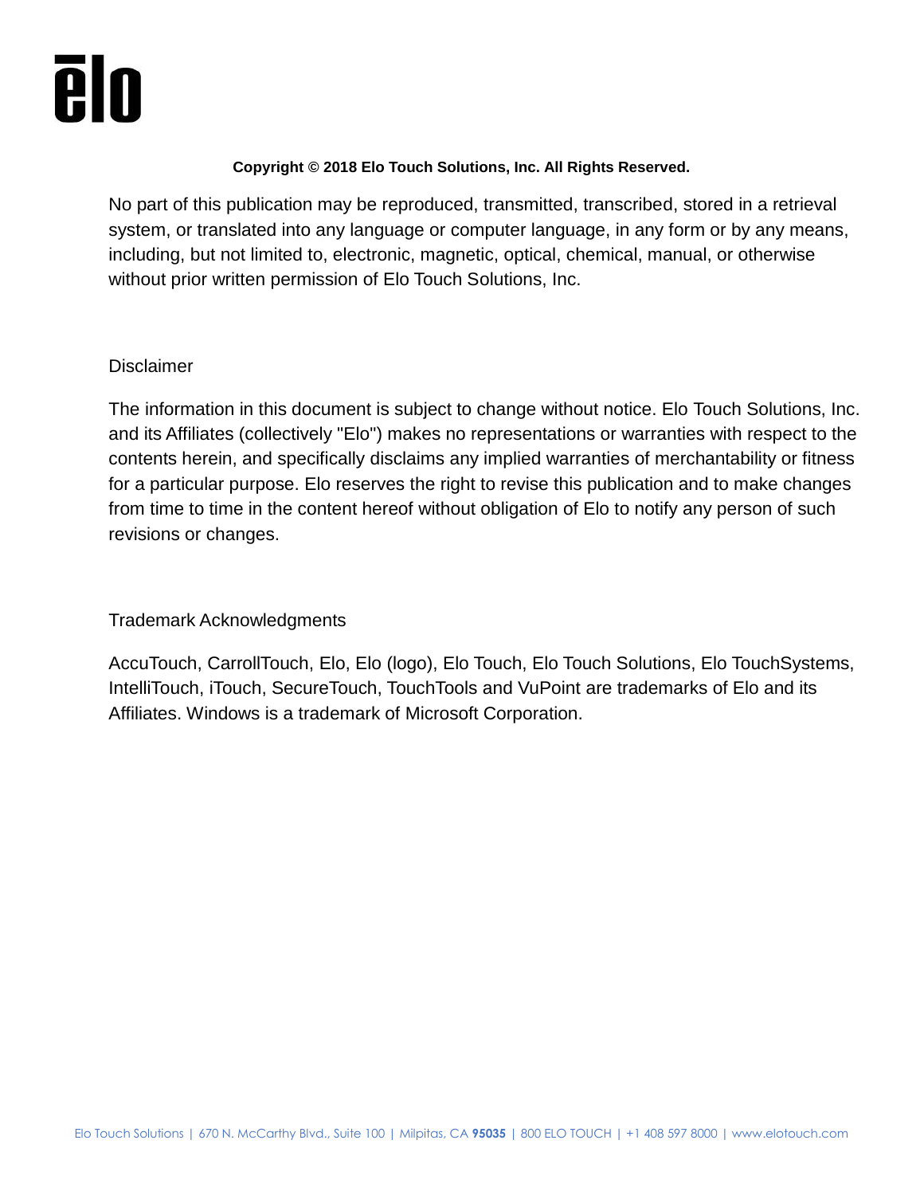**Copyright © 2018 Elo Touch Solutions, Inc. All Rights Reserved.**

No part of this publication may be reproduced, transmitted, transcribed, stored in a retrieval system, or translated into any language or computer language, in any form or by any means, including, but not limited to, electronic, magnetic, optical, chemical, manual, or otherwise without prior written permission of Elo Touch Solutions, Inc.

Disclaimer

The information in this document is subject to change without notice. Elo Touch Solutions, Inc. and its Affiliates (collectively "Elo") makes no representations or warranties with respect to the contents herein, and specifically disclaims any implied warranties of merchantability or fitness for a particular purpose. Elo reserves the right to revise this publication and to make changes from time to time in the content hereof without obligation of Elo to notify any person of such revisions or changes.

Trademark Acknowledgments

AccuTouch, CarrollTouch, Elo, Elo (logo), Elo Touch, Elo Touch Solutions, Elo TouchSystems, IntelliTouch, iTouch, SecureTouch, TouchTools and VuPoint are trademarks of Elo and its Affiliates. Windows is a trademark of Microsoft Corporation.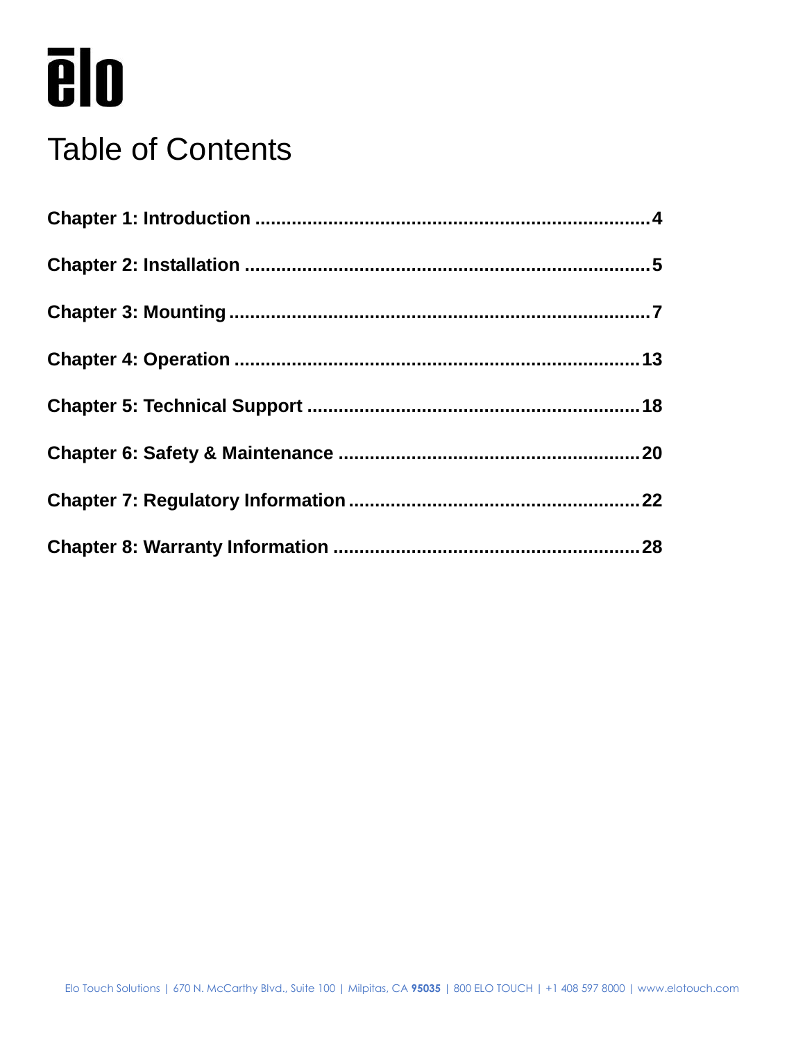# Table of Contents

**Chapter 1: Introduction ........................................................................4**

**Chapter 2: Installation ..........................................................................5**

**Chapter 3: Mounting ..............................................................................7**

**Chapter 4: Operation ...........................................................................13**

**Chapter 5: Technical Support ..............................................................18**

**Chapter 6: Safety & Maintenance ........................................................20**

**Chapter 7: Regulatory Information......................................................22**

**Chapter 8: Warranty Information .........................................................28**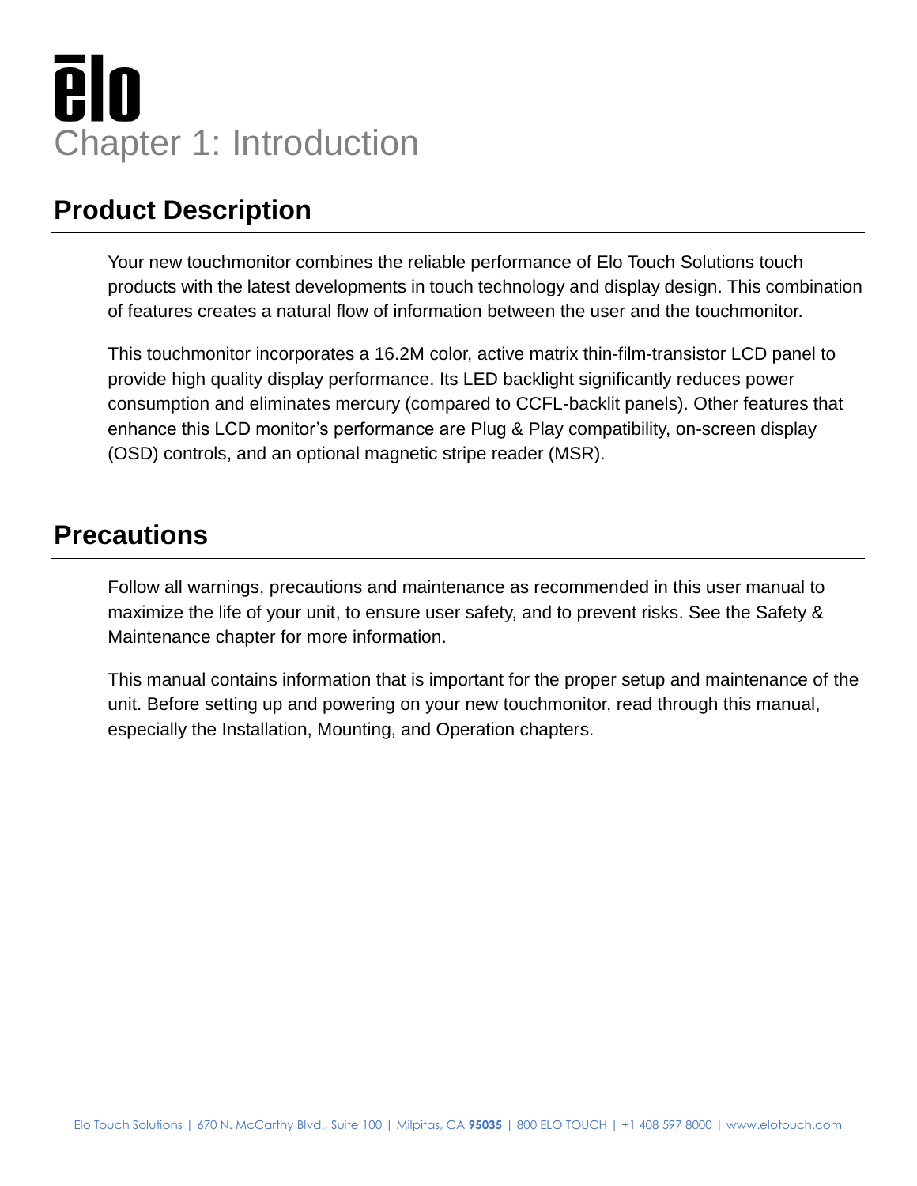# Chapter 1: Introduction

## Product Description

Your new touchmonitor combines the reliable performance of Elo Touch Solutions touch products with the latest developments in touch technology and display design. This combination of features creates a natural flow of information between the user and the touchmonitor.

This touchmonitor incorporates a 16.2M color, active matrix thin-film-transistor LCD panel to provide high quality display performance. Its LED backlight significantly reduces power consumption and eliminates mercury (compared to CCFL-backlit panels). Other features that enhance this LCD monitor's performance are Plug & Play compatibility, on-screen display (OSD) controls, and an optional magnetic stripe reader (MSR).

## Precautions

Follow all warnings, precautions and maintenance as recommended in this user manual to maximize the life of your unit, to ensure user safety, and to prevent risks. See the Safety & Maintenance chapter for more information.

This manual contains information that is important for the proper setup and maintenance of the unit. Before setting up and powering on your new touchmonitor, read through this manual, especially the Installation, Mounting, and Operation chapters.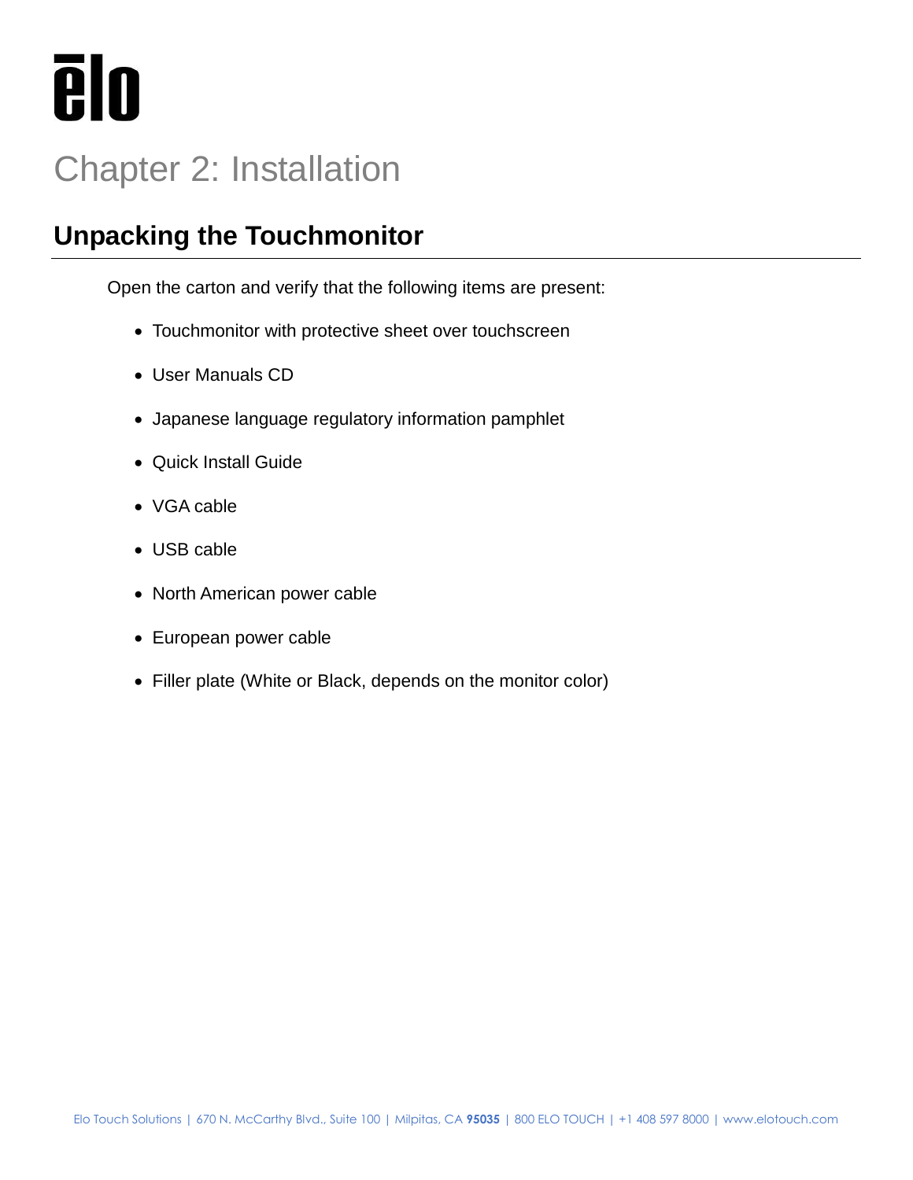# Chapter 2: Installation

## Unpacking the Touchmonitor

Open the carton and verify that the following items are present:

- Touchmonitor with protective sheet over touchscreen
- User Manuals CD
- Japanese language regulatory information pamphlet
- Quick Install Guide
- VGA cable
- USB cable
- North American power cable
- European power cable
- Filler plate (White or Black, depends on the monitor color)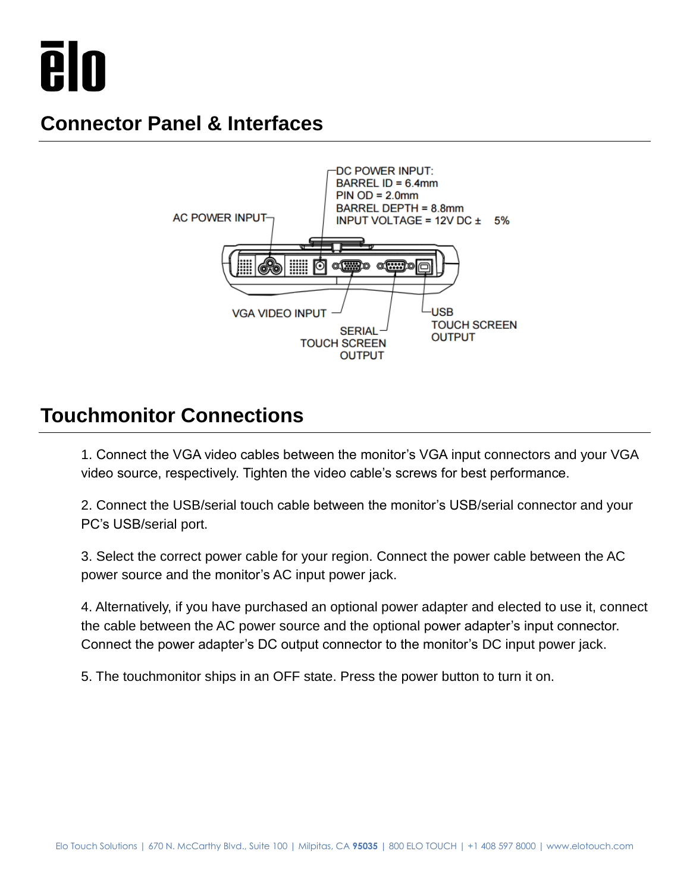## Connector Panel & Interfaces

AC POWER INPUT

DC POWER INPUT:
BARREL ID = 6.4mm
PIN OD = 2.0mm
BARREL DEPTH = 8.8mm
INPUT VOLTAGE = 12V DC ± 5%

VGA VIDEO INPUT

SERIAL TOUCH SCREEN OUTPUT

USB TOUCH SCREEN OUTPUT

## Touchmonitor Connections

1. Connect the VGA video cables between the monitor's VGA input connectors and your VGA video source, respectively. Tighten the video cable's screws for best performance.

2. Connect the USB/serial touch cable between the monitor's USB/serial connector and your PC's USB/serial port.

3. Select the correct power cable for your region. Connect the power cable between the AC power source and the monitor's AC input power jack.

4. Alternatively, if you have purchased an optional power adapter and elected to use it, connect the cable between the AC power source and the optional power adapter's input connector. Connect the power adapter's DC output connector to the monitor's DC input power jack.

5. The touchmonitor ships in an OFF state. Press the power button to turn it on.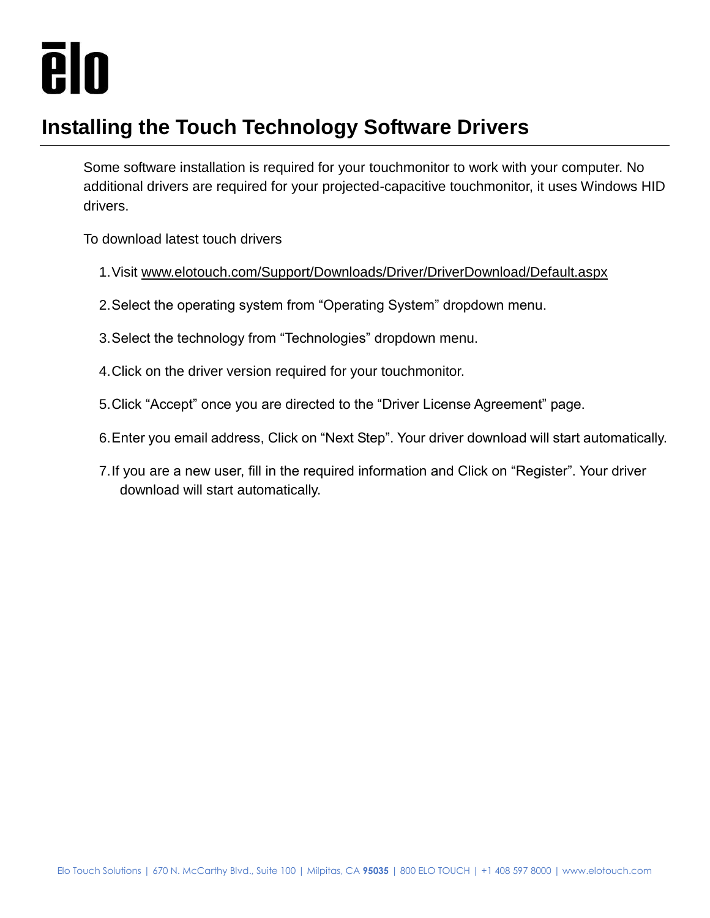# Installing the Touch Technology Software Drivers

Some software installation is required for your touchmonitor to work with your computer. No additional drivers are required for your projected-capacitive touchmonitor, it uses Windows HID drivers.

To download latest touch drivers

1. Visit www.elotouch.com/Support/Downloads/Driver/DriverDownload/Default.aspx
2. Select the operating system from “Operating System” dropdown menu.
3. Select the technology from “Technologies” dropdown menu.
4. Click on the driver version required for your touchmonitor.
5. Click “Accept” once you are directed to the “Driver License Agreement” page.
6. Enter you email address, Click on “Next Step”. Your driver download will start automatically.
7. If you are a new user, fill in the required information and Click on “Register”. Your driver download will start automatically.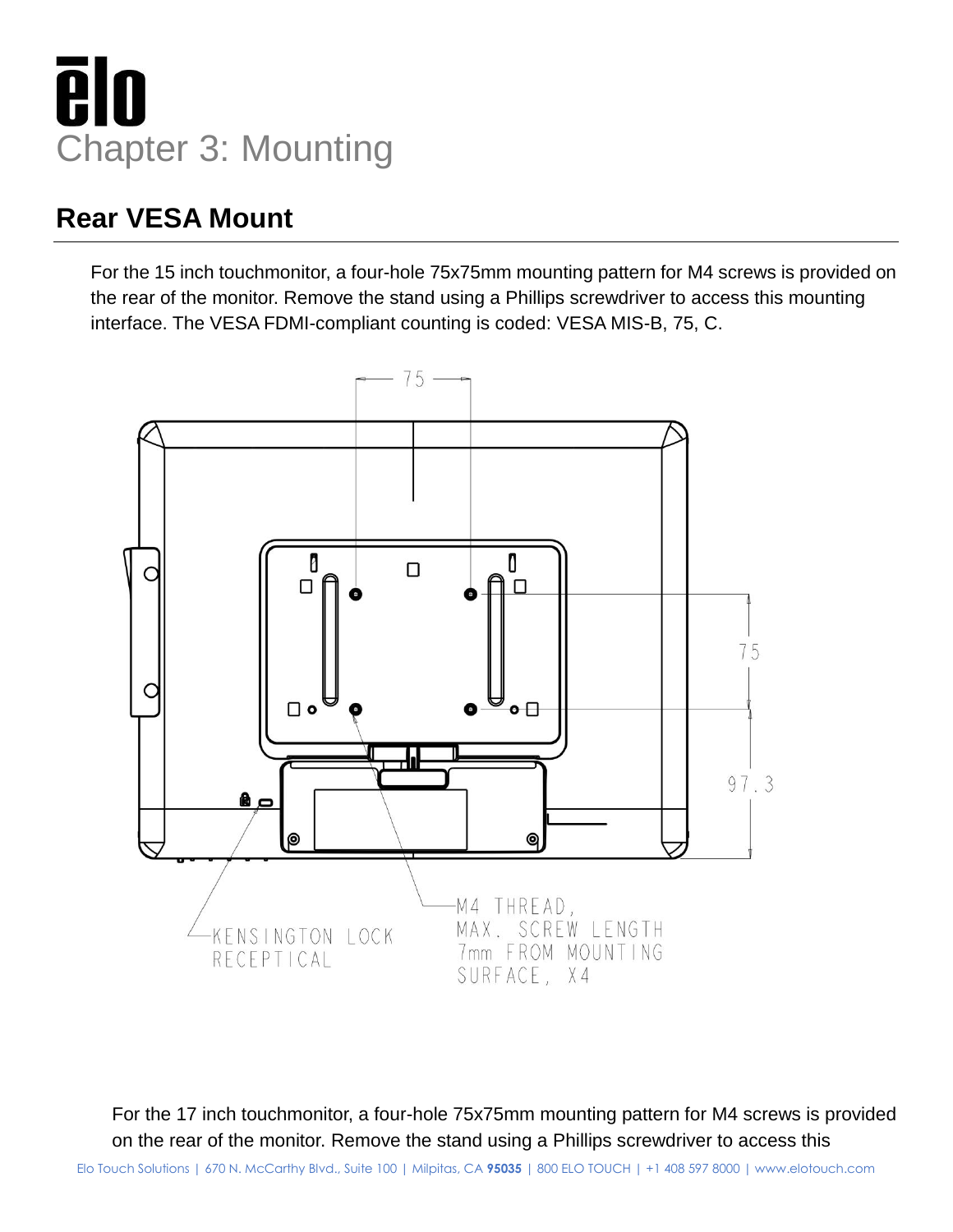# Chapter 3: Mounting

## Rear VESA Mount

For the 15 inch touchmonitor, a four-hole 75x75mm mounting pattern for M4 screws is provided on the rear of the monitor. Remove the stand using a Phillips screwdriver to access this mounting interface. The VESA FDMI-compliant counting is coded: VESA MIS-B, 75, C.

75

75

97.3

KENSINGTON LOCK RECEPTICAL

M4 THREAD, MAX. SCREW LENGTH 7mm FROM MOUNTING SURFACE, X4

For the 17 inch touchmonitor, a four-hole 75x75mm mounting pattern for M4 screws is provided on the rear of the monitor. Remove the stand using a Phillips screwdriver to access this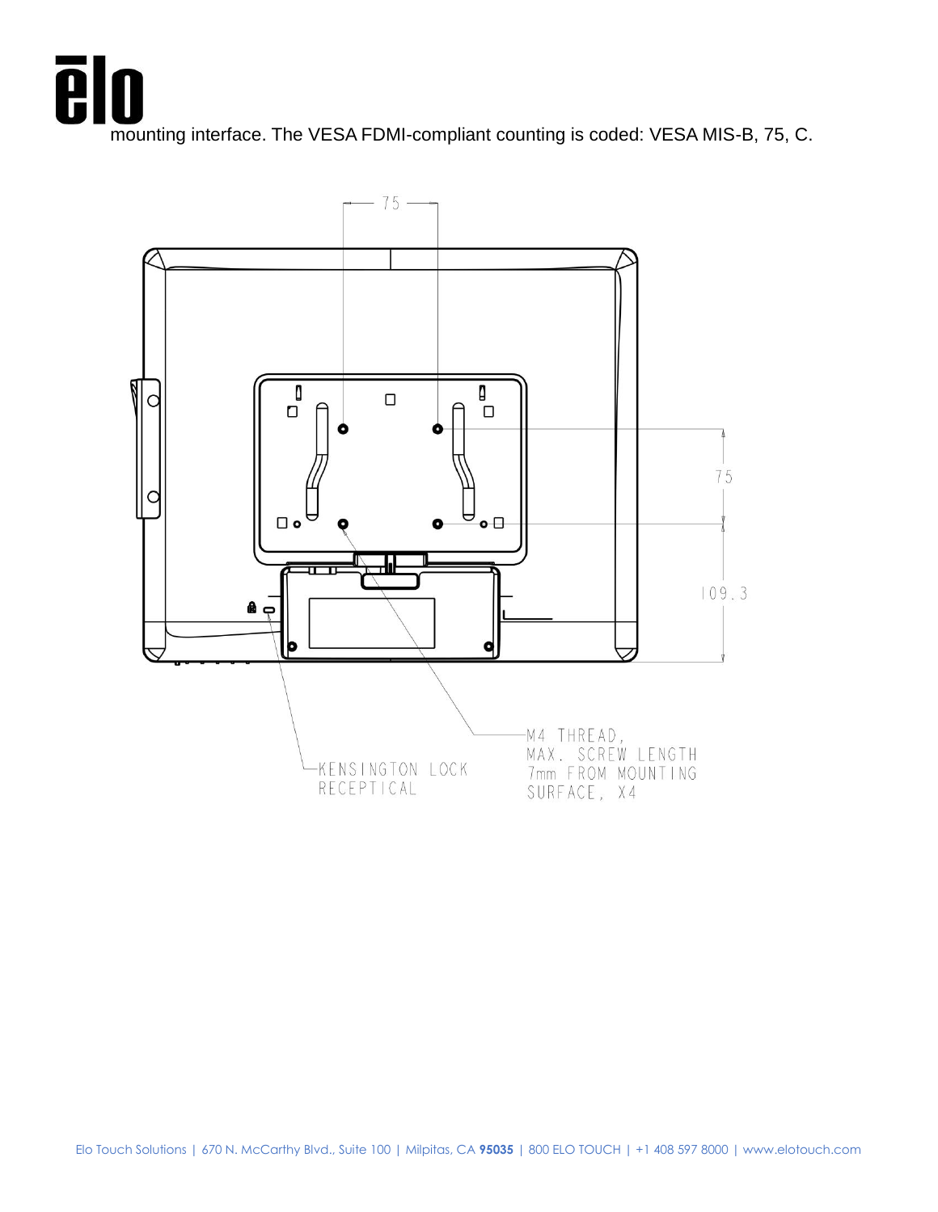mounting interface. The VESA FDMI-compliant counting is coded: VESA MIS-B, 75, C.

75

75

109.3

M4 THREAD, MAX. SCREW LENGTH 7mm FROM MOUNTING SURFACE, X4

KENSINGTON LOCK RECEPTICAL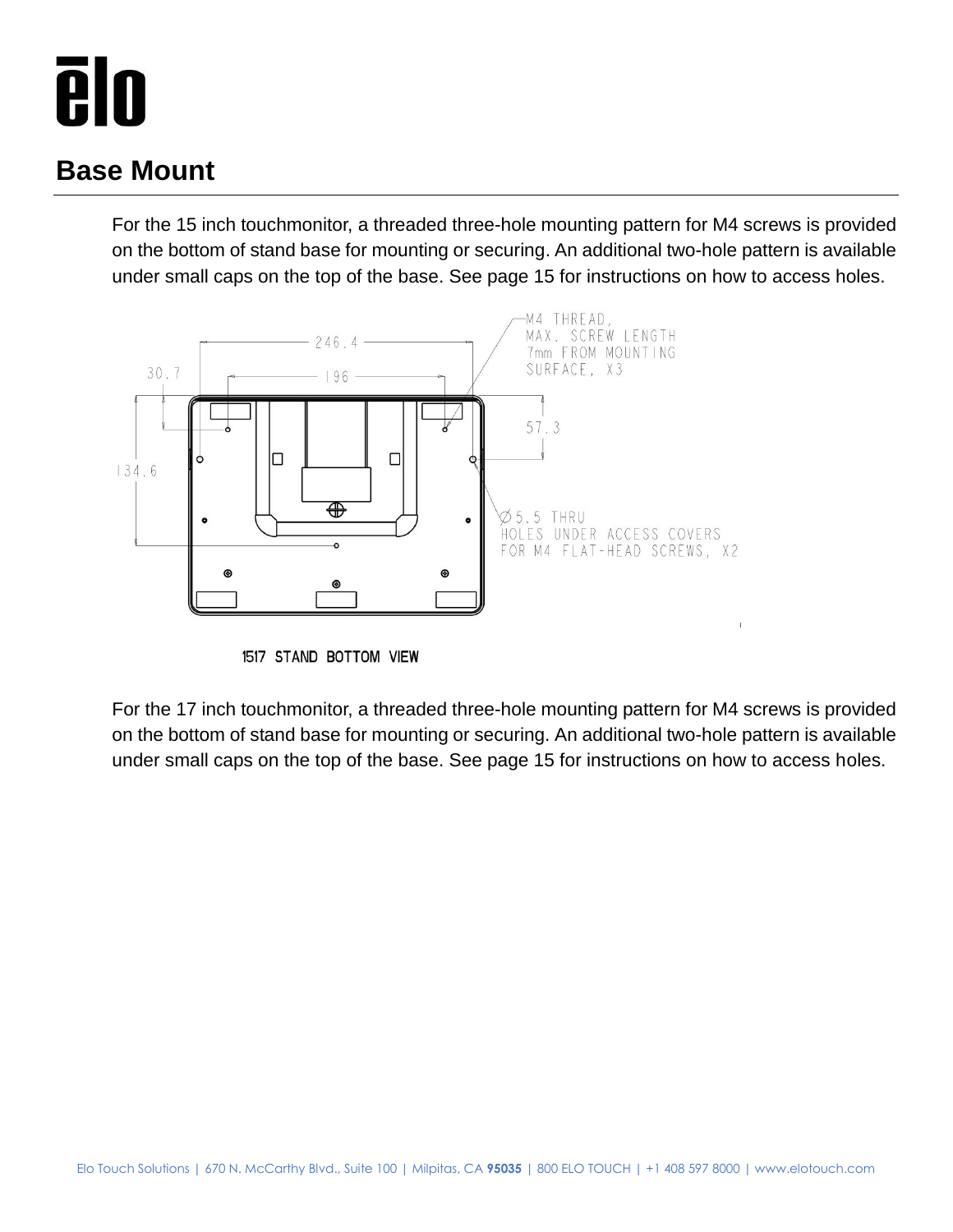## Base Mount

For the 15 inch touchmonitor, a threaded three-hole mounting pattern for M4 screws is provided on the bottom of stand base for mounting or securing. An additional two-hole pattern is available under small caps on the top of the base. See page 15 for instructions on how to access holes.

246.4

196

30.7

57.3

134.6

M4 THREAD, MAX. SCREW LENGTH 7mm FROM MOUNTING SURFACE, X3

Ø5.5 THRU HOLES UNDER ACCESS COVERS FOR M4 FLAT-HEAD SCREWS, X2

1517 STAND BOTTOM VIEW

For the 17 inch touchmonitor, a threaded three-hole mounting pattern for M4 screws is provided on the bottom of stand base for mounting or securing. An additional two-hole pattern is available under small caps on the top of the base. See page 15 for instructions on how to access holes.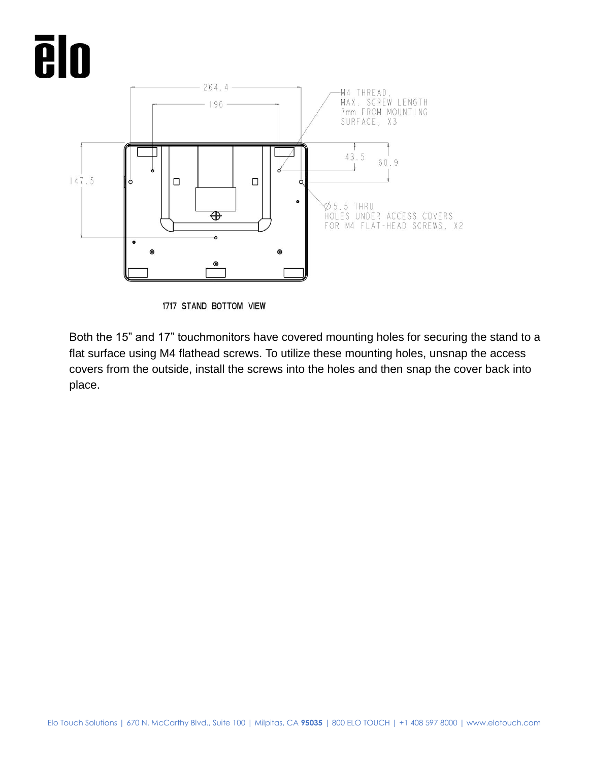264.4

196

M4 THREAD,
MAX. SCREW LENGTH
7mm FROM MOUNTING
SURFACE, X3

43.5

60.9

147.5

Ø5.5 THRU
HOLES UNDER ACCESS COVERS
FOR M4 FLAT-HEAD SCREWS, X2

1717 STAND BOTTOM VIEW

Both the 15" and 17" touchmonitors have covered mounting holes for securing the stand to a flat surface using M4 flathead screws. To utilize these mounting holes, unsnap the access covers from the outside, install the screws into the holes and then snap the cover back into place.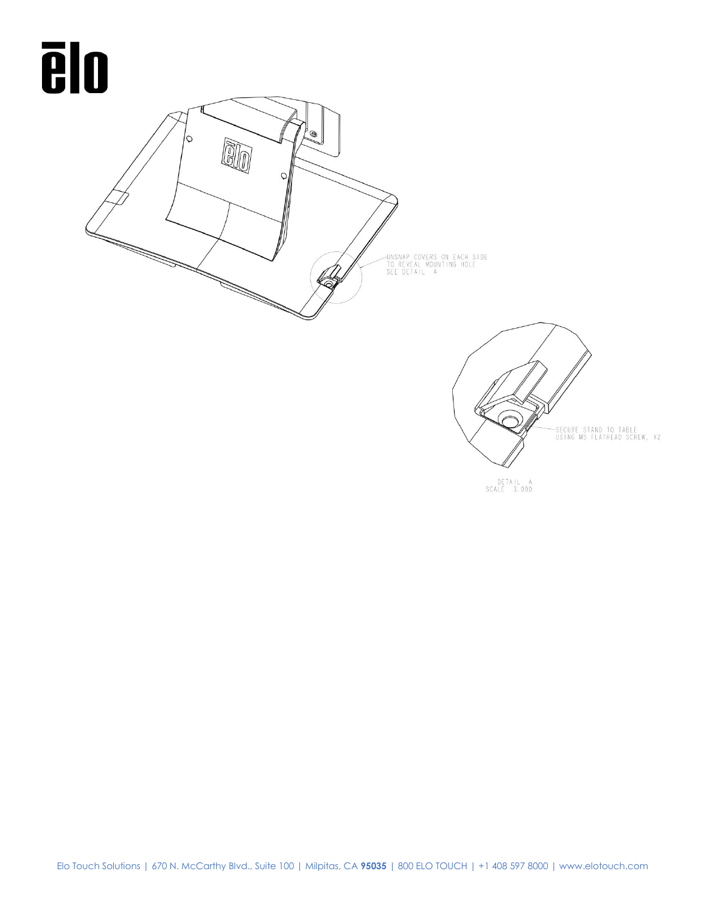UNSNAP COVERS ON EACH SIDE
TO REVEAL MOUNTING HOLE
SEE DETAIL A

SECURE STAND TO TABLE
USING M5 FLATHEAD SCREW, X2

DETAIL A
SCALE 3.000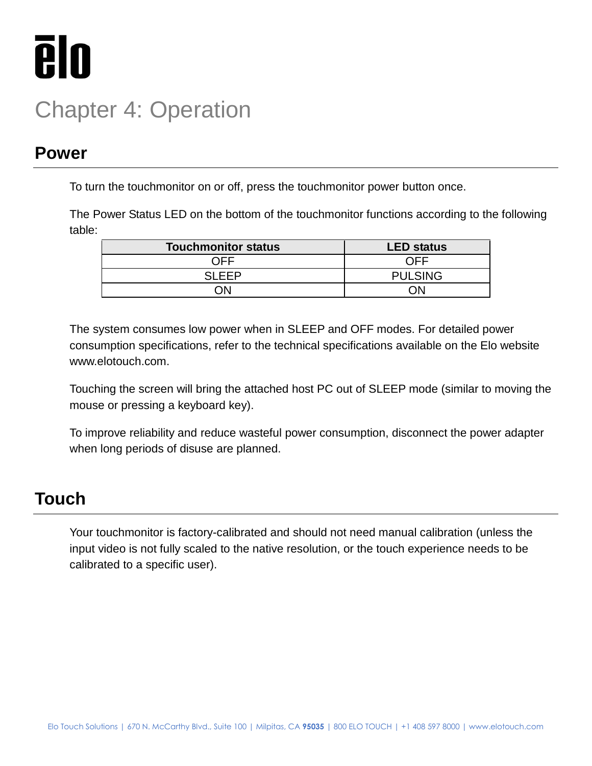# Chapter 4: Operation

## Power

To turn the touchmonitor on or off, press the touchmonitor power button once.

The Power Status LED on the bottom of the touchmonitor functions according to the following table:

| Touchmonitor status | LED status |
| --- | --- |
| OFF | OFF |
| SLEEP | PULSING |
| ON | ON |

The system consumes low power when in SLEEP and OFF modes. For detailed power consumption specifications, refer to the technical specifications available on the Elo website www.elotouch.com.

Touching the screen will bring the attached host PC out of SLEEP mode (similar to moving the mouse or pressing a keyboard key).

To improve reliability and reduce wasteful power consumption, disconnect the power adapter when long periods of disuse are planned.

## Touch

Your touchmonitor is factory-calibrated and should not need manual calibration (unless the input video is not fully scaled to the native resolution, or the touch experience needs to be calibrated to a specific user).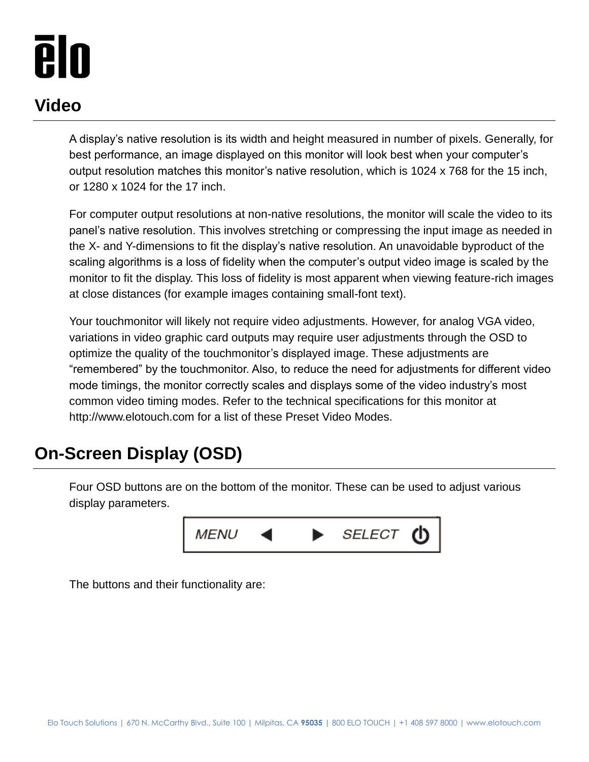## Video

A display's native resolution is its width and height measured in number of pixels. Generally, for best performance, an image displayed on this monitor will look best when your computer's output resolution matches this monitor's native resolution, which is 1024 x 768 for the 15 inch, or 1280 x 1024 for the 17 inch.

For computer output resolutions at non-native resolutions, the monitor will scale the video to its panel's native resolution. This involves stretching or compressing the input image as needed in the X- and Y-dimensions to fit the display's native resolution. An unavoidable byproduct of the scaling algorithms is a loss of fidelity when the computer's output video image is scaled by the monitor to fit the display. This loss of fidelity is most apparent when viewing feature-rich images at close distances (for example images containing small-font text).

Your touchmonitor will likely not require video adjustments. However, for analog VGA video, variations in video graphic card outputs may require user adjustments through the OSD to optimize the quality of the touchmonitor's displayed image. These adjustments are "remembered" by the touchmonitor. Also, to reduce the need for adjustments for different video mode timings, the monitor correctly scales and displays some of the video industry's most common video timing modes. Refer to the technical specifications for this monitor at http://www.elotouch.com for a list of these Preset Video Modes.

## On-Screen Display (OSD)

Four OSD buttons are on the bottom of the monitor. These can be used to adjust various display parameters.

MENU ◀ ▶ SELECT ⏻

The buttons and their functionality are: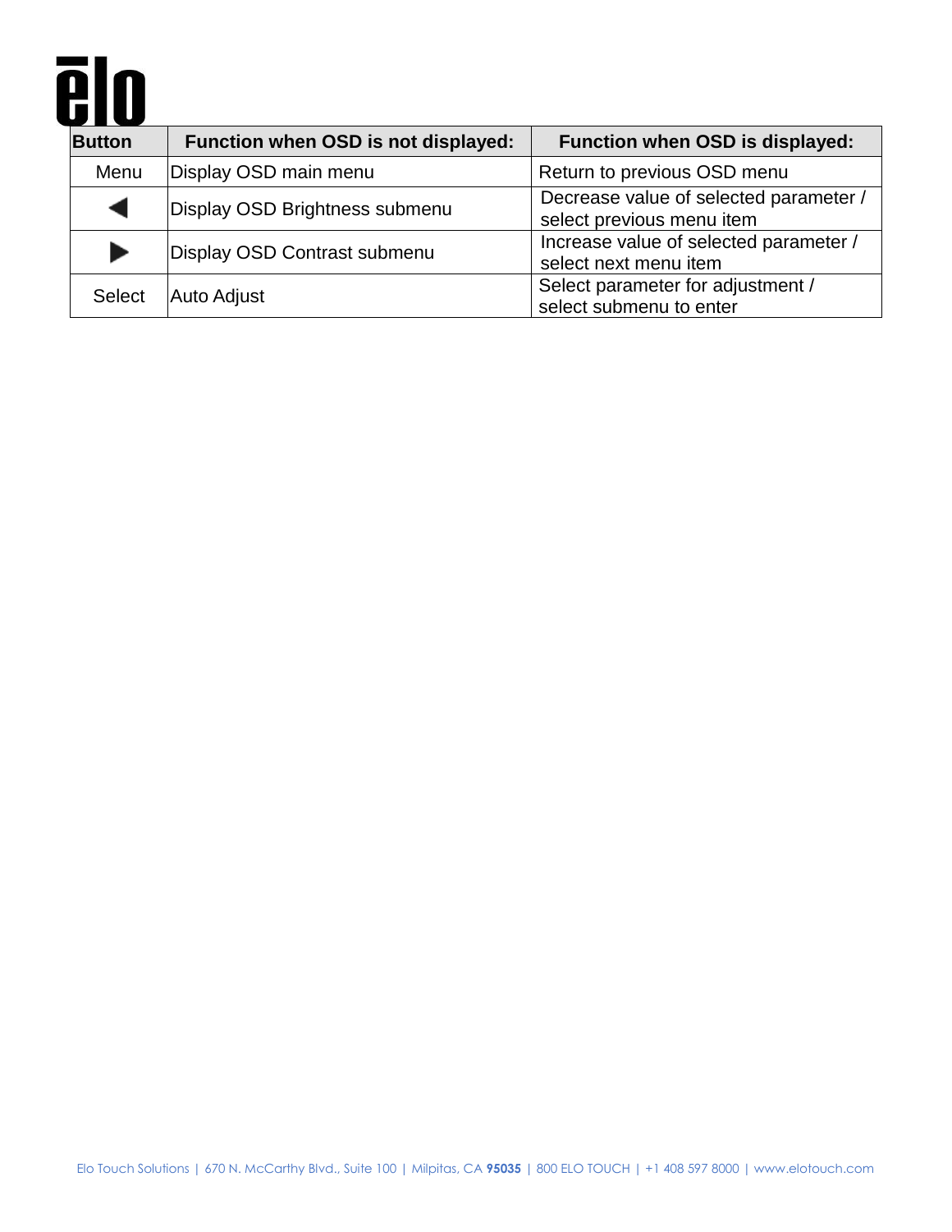| Button | Function when OSD is not displayed: | Function when OSD is displayed: |
| --- | --- | --- |
| Menu | Display OSD main menu | Return to previous OSD menu |
| ◀ | Display OSD Brightness submenu | Decrease value of selected parameter / select previous menu item |
| ▶ | Display OSD Contrast submenu | Increase value of selected parameter / select next menu item |
| Select | Auto Adjust | Select parameter for adjustment / select submenu to enter |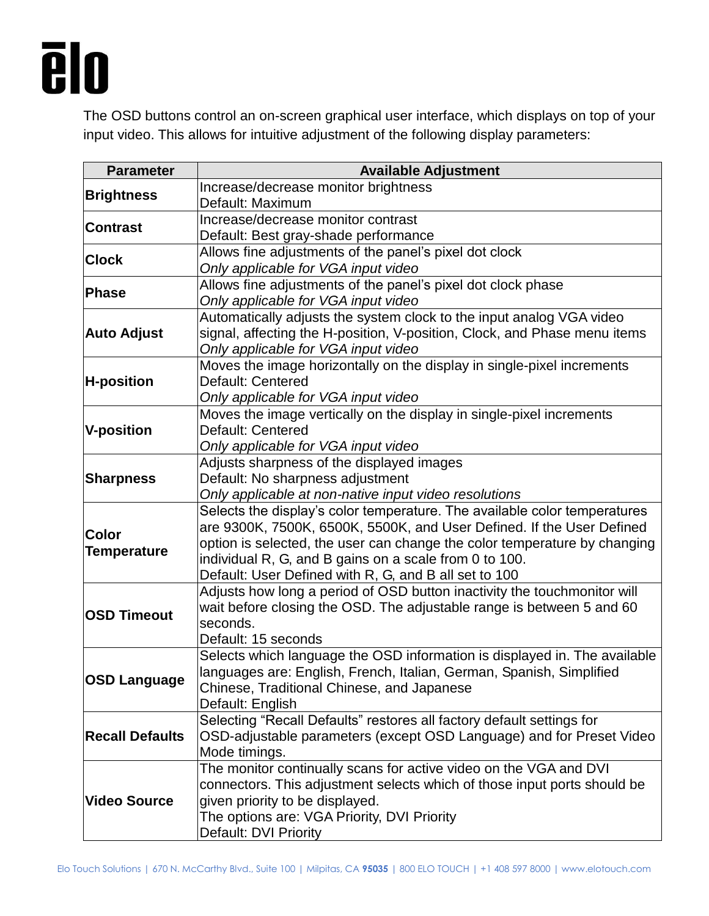The OSD buttons control an on-screen graphical user interface, which displays on top of your input video. This allows for intuitive adjustment of the following display parameters:

| Parameter | Available Adjustment |
|---|---|
| **Brightness** | Increase/decrease monitor brightness<br>Default: Maximum |
| **Contrast** | Increase/decrease monitor contrast<br>Default: Best gray-shade performance |
| **Clock** | Allows fine adjustments of the panel's pixel dot clock<br>*Only applicable for VGA input video* |
| **Phase** | Allows fine adjustments of the panel's pixel dot clock phase<br>*Only applicable for VGA input video* |
| **Auto Adjust** | Automatically adjusts the system clock to the input analog VGA video signal, affecting the H-position, V-position, Clock, and Phase menu items<br>*Only applicable for VGA input video* |
| **H-position** | Moves the image horizontally on the display in single-pixel increments<br>Default: Centered<br>*Only applicable for VGA input video* |
| **V-position** | Moves the image vertically on the display in single-pixel increments<br>Default: Centered<br>*Only applicable for VGA input video* |
| **Sharpness** | Adjusts sharpness of the displayed images<br>Default: No sharpness adjustment<br>*Only applicable at non-native input video resolutions* |
| **Color Temperature** | Selects the display's color temperature. The available color temperatures are 9300K, 7500K, 6500K, 5500K, and User Defined. If the User Defined option is selected, the user can change the color temperature by changing individual R, G, and B gains on a scale from 0 to 100.<br>Default: User Defined with R, G, and B all set to 100 |
| **OSD Timeout** | Adjusts how long a period of OSD button inactivity the touchmonitor will wait before closing the OSD. The adjustable range is between 5 and 60 seconds.<br>Default: 15 seconds |
| **OSD Language** | Selects which language the OSD information is displayed in. The available languages are: English, French, Italian, German, Spanish, Simplified Chinese, Traditional Chinese, and Japanese<br>Default: English |
| **Recall Defaults** | Selecting "Recall Defaults" restores all factory default settings for OSD-adjustable parameters (except OSD Language) and for Preset Video Mode timings. |
| **Video Source** | The monitor continually scans for active video on the VGA and DVI connectors. This adjustment selects which of those input ports should be given priority to be displayed.<br>The options are: VGA Priority, DVI Priority<br>Default: DVI Priority |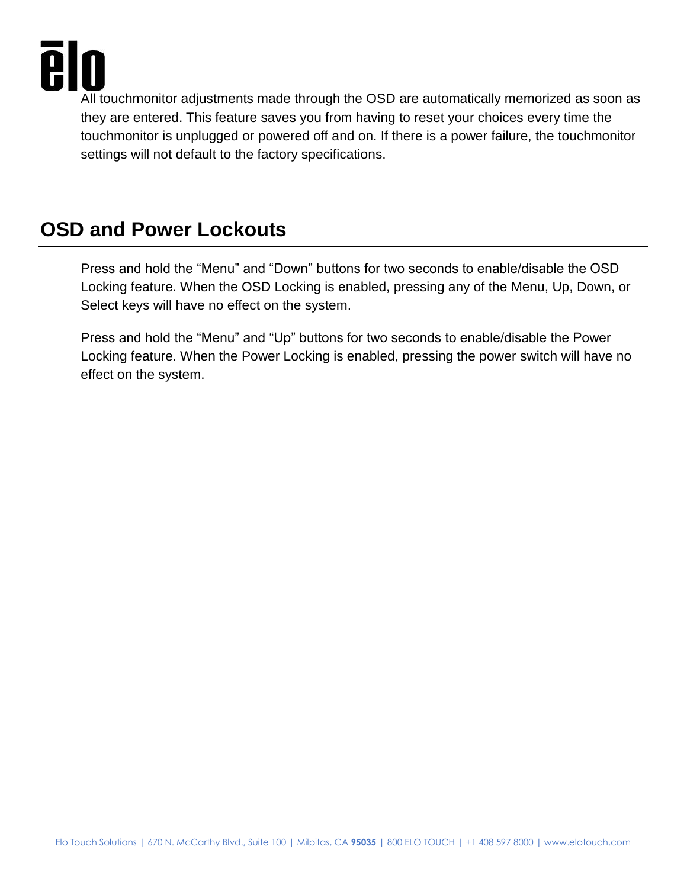All touchmonitor adjustments made through the OSD are automatically memorized as soon as they are entered. This feature saves you from having to reset your choices every time the touchmonitor is unplugged or powered off and on. If there is a power failure, the touchmonitor settings will not default to the factory specifications.

## OSD and Power Lockouts

Press and hold the “Menu” and “Down” buttons for two seconds to enable/disable the OSD Locking feature. When the OSD Locking is enabled, pressing any of the Menu, Up, Down, or Select keys will have no effect on the system.

Press and hold the “Menu” and “Up” buttons for two seconds to enable/disable the Power Locking feature. When the Power Locking is enabled, pressing the power switch will have no effect on the system.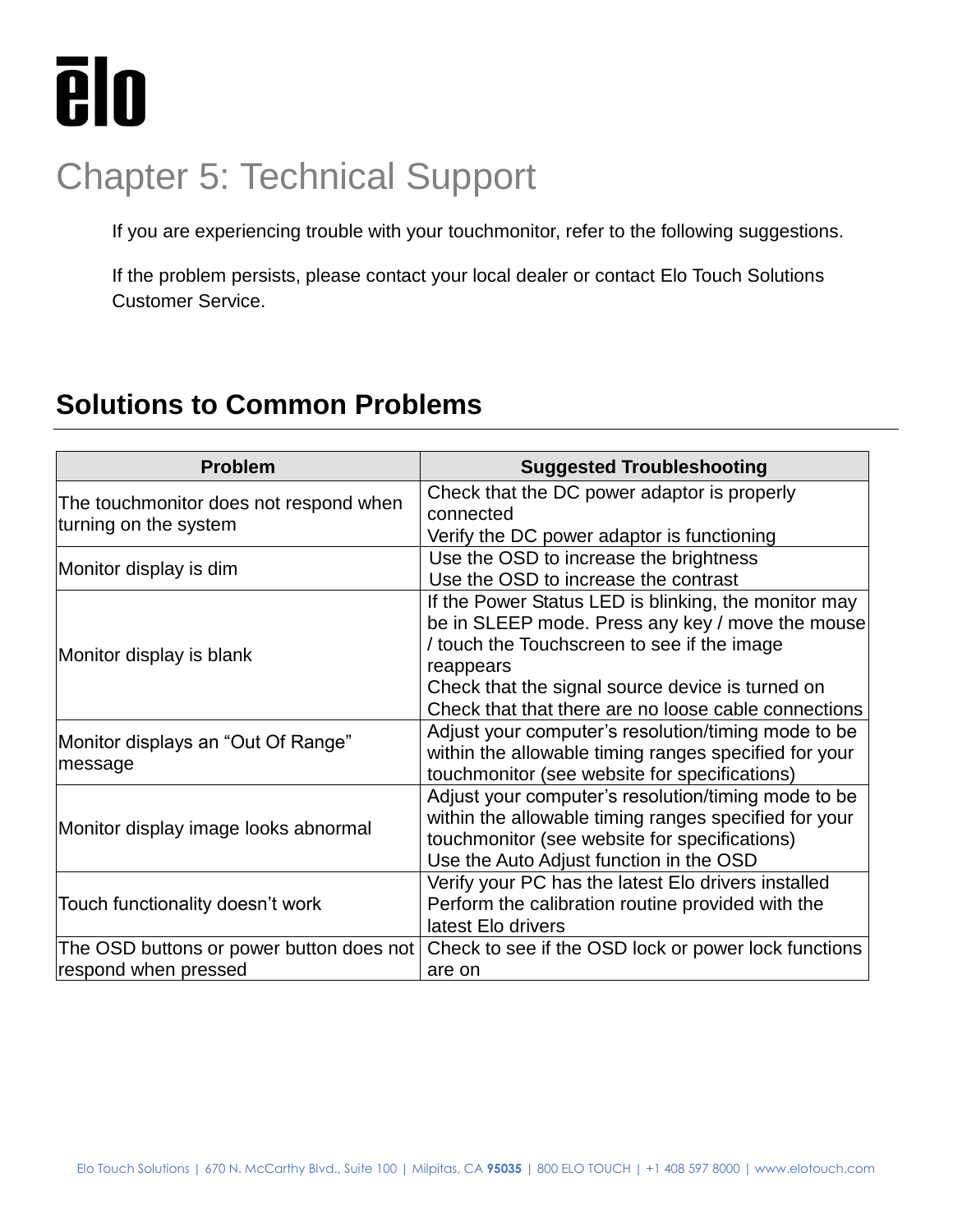# Chapter 5: Technical Support

If you are experiencing trouble with your touchmonitor, refer to the following suggestions.

If the problem persists, please contact your local dealer or contact Elo Touch Solutions Customer Service.

## Solutions to Common Problems

| Problem | Suggested Troubleshooting |
|---|---|
| The touchmonitor does not respond when turning on the system | Check that the DC power adaptor is properly connected<br>Verify the DC power adaptor is functioning |
| Monitor display is dim | Use the OSD to increase the brightness<br>Use the OSD to increase the contrast |
| Monitor display is blank | If the Power Status LED is blinking, the monitor may be in SLEEP mode. Press any key / move the mouse / touch the Touchscreen to see if the image reappears<br>Check that the signal source device is turned on<br>Check that that there are no loose cable connections |
| Monitor displays an "Out Of Range" message | Adjust your computer's resolution/timing mode to be within the allowable timing ranges specified for your touchmonitor (see website for specifications) |
| Monitor display image looks abnormal | Adjust your computer's resolution/timing mode to be within the allowable timing ranges specified for your touchmonitor (see website for specifications)<br>Use the Auto Adjust function in the OSD |
| Touch functionality doesn't work | Verify your PC has the latest Elo drivers installed<br>Perform the calibration routine provided with the latest Elo drivers |
| The OSD buttons or power button does not respond when pressed | Check to see if the OSD lock or power lock functions are on |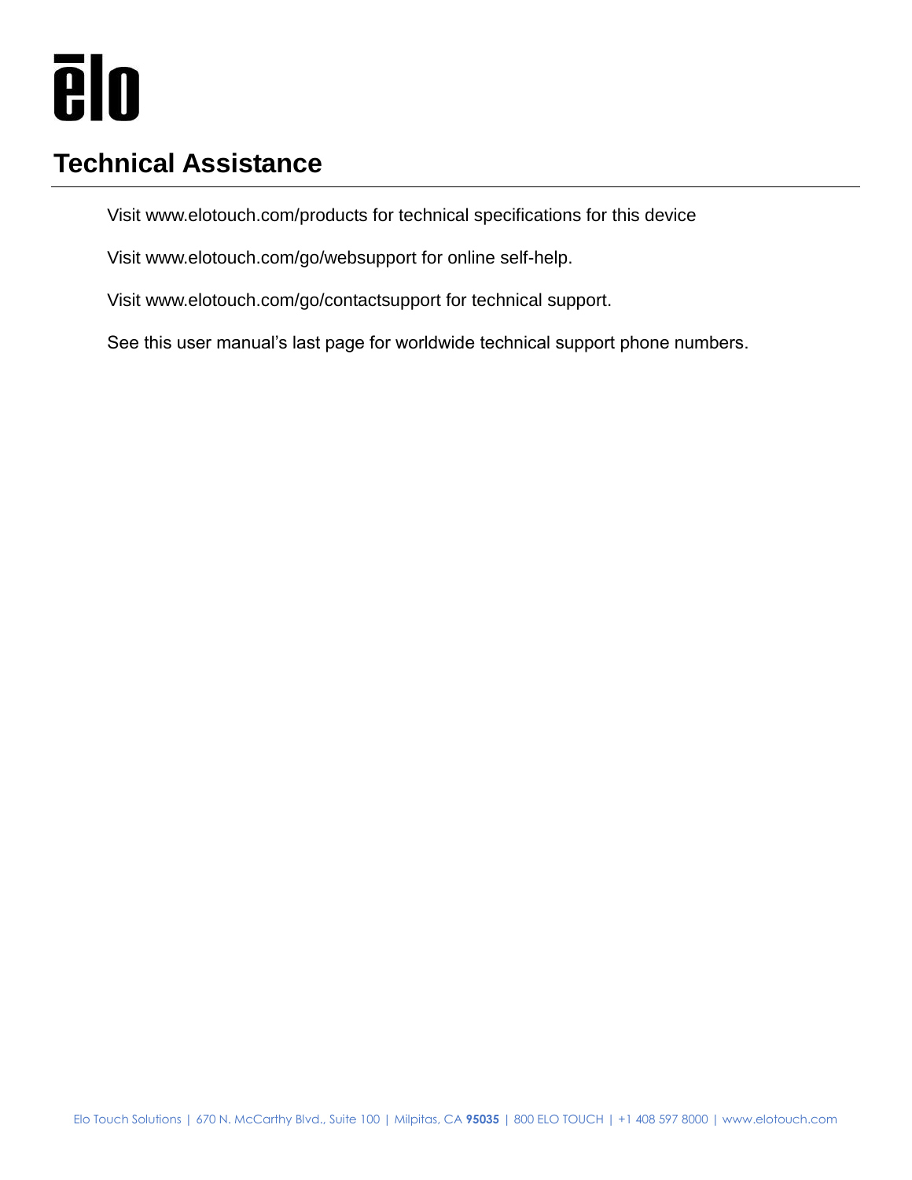# Technical Assistance

Visit www.elotouch.com/products for technical specifications for this device

Visit www.elotouch.com/go/websupport for online self-help.

Visit www.elotouch.com/go/contactsupport for technical support.

See this user manual's last page for worldwide technical support phone numbers.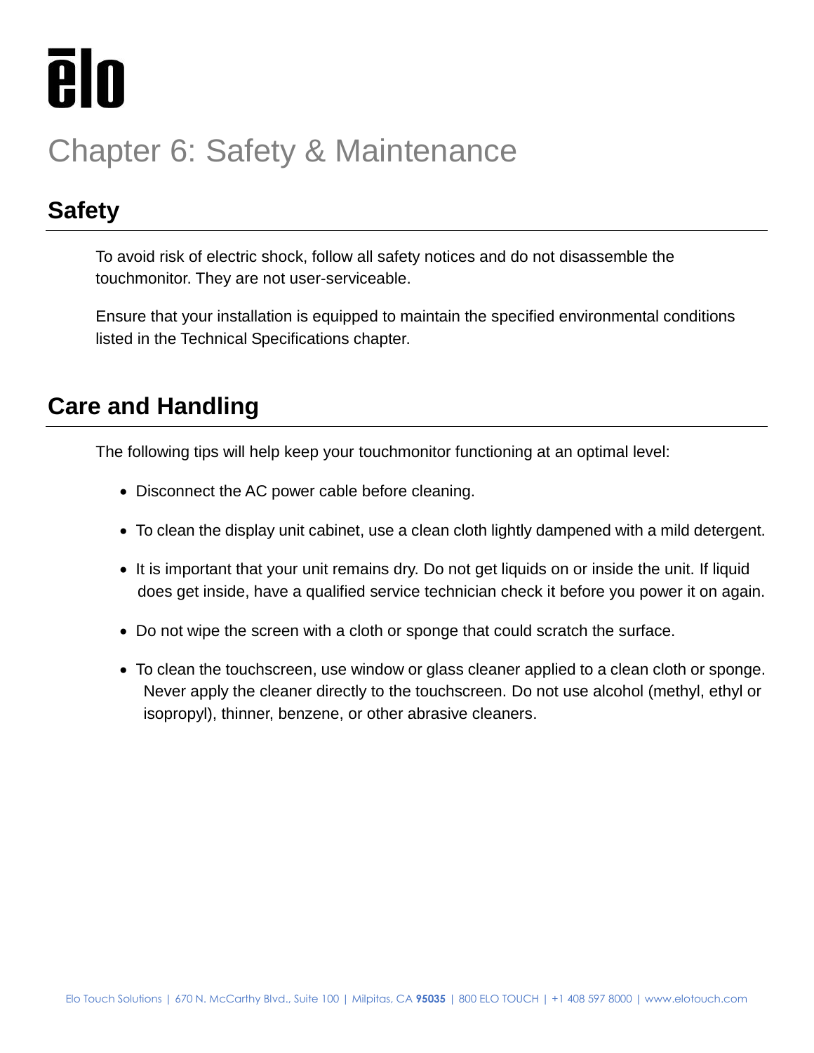# Chapter 6: Safety & Maintenance

## Safety

To avoid risk of electric shock, follow all safety notices and do not disassemble the touchmonitor. They are not user-serviceable.

Ensure that your installation is equipped to maintain the specified environmental conditions listed in the Technical Specifications chapter.

## Care and Handling

The following tips will help keep your touchmonitor functioning at an optimal level:

- Disconnect the AC power cable before cleaning.
- To clean the display unit cabinet, use a clean cloth lightly dampened with a mild detergent.
- It is important that your unit remains dry. Do not get liquids on or inside the unit. If liquid does get inside, have a qualified service technician check it before you power it on again.
- Do not wipe the screen with a cloth or sponge that could scratch the surface.
- To clean the touchscreen, use window or glass cleaner applied to a clean cloth or sponge. Never apply the cleaner directly to the touchscreen. Do not use alcohol (methyl, ethyl or isopropyl), thinner, benzene, or other abrasive cleaners.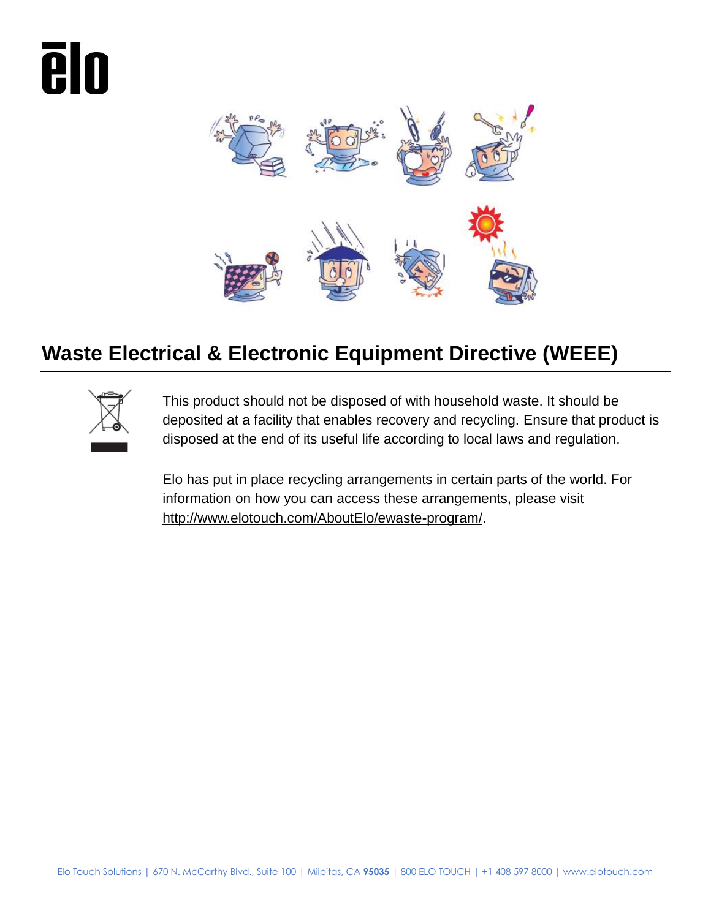## Waste Electrical & Electronic Equipment Directive (WEEE)

This product should not be disposed of with household waste. It should be deposited at a facility that enables recovery and recycling. Ensure that product is disposed at the end of its useful life according to local laws and regulation.

Elo has put in place recycling arrangements in certain parts of the world. For information on how you can access these arrangements, please visit http://www.elotouch.com/AboutElo/ewaste-program/.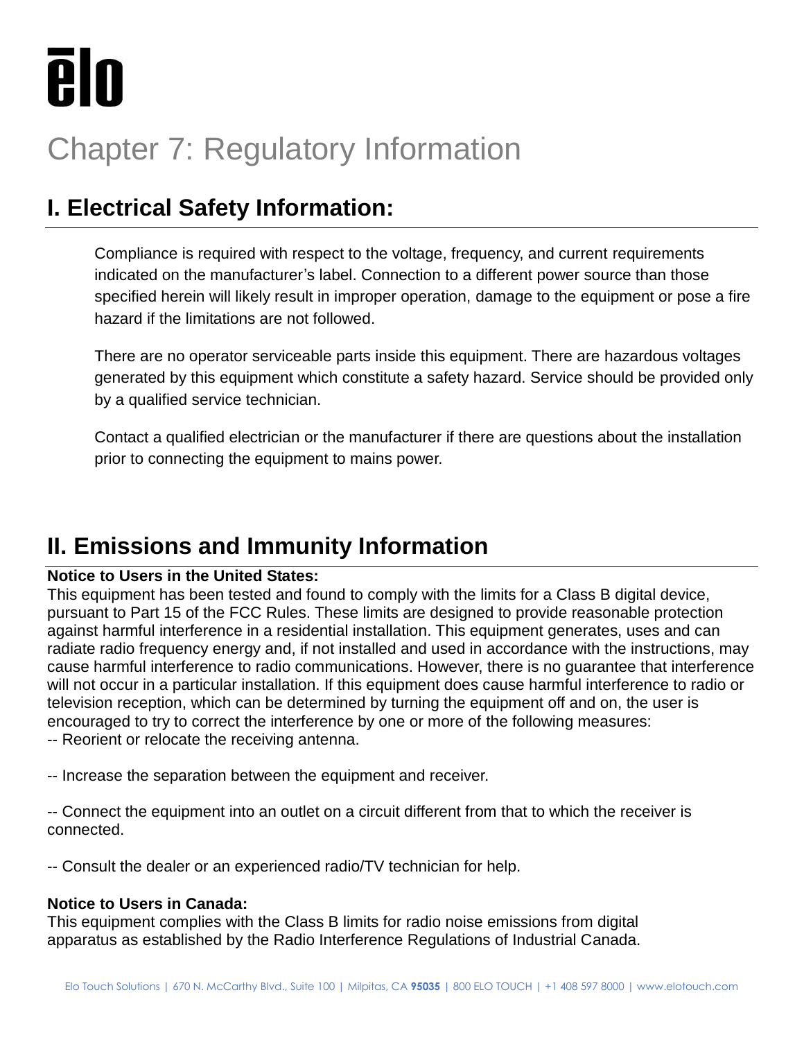# Chapter 7: Regulatory Information

## I. Electrical Safety Information:

Compliance is required with respect to the voltage, frequency, and current requirements indicated on the manufacturer's label. Connection to a different power source than those specified herein will likely result in improper operation, damage to the equipment or pose a fire hazard if the limitations are not followed.

There are no operator serviceable parts inside this equipment. There are hazardous voltages generated by this equipment which constitute a safety hazard. Service should be provided only by a qualified service technician.

Contact a qualified electrician or the manufacturer if there are questions about the installation prior to connecting the equipment to mains power.

## II. Emissions and Immunity Information

**Notice to Users in the United States:**

This equipment has been tested and found to comply with the limits for a Class B digital device, pursuant to Part 15 of the FCC Rules. These limits are designed to provide reasonable protection against harmful interference in a residential installation. This equipment generates, uses and can radiate radio frequency energy and, if not installed and used in accordance with the instructions, may cause harmful interference to radio communications. However, there is no guarantee that interference will not occur in a particular installation. If this equipment does cause harmful interference to radio or television reception, which can be determined by turning the equipment off and on, the user is encouraged to try to correct the interference by one or more of the following measures:

-- Reorient or relocate the receiving antenna.

-- Increase the separation between the equipment and receiver.

-- Connect the equipment into an outlet on a circuit different from that to which the receiver is connected.

-- Consult the dealer or an experienced radio/TV technician for help.

**Notice to Users in Canada:**

This equipment complies with the Class B limits for radio noise emissions from digital apparatus as established by the Radio Interference Regulations of Industrial Canada.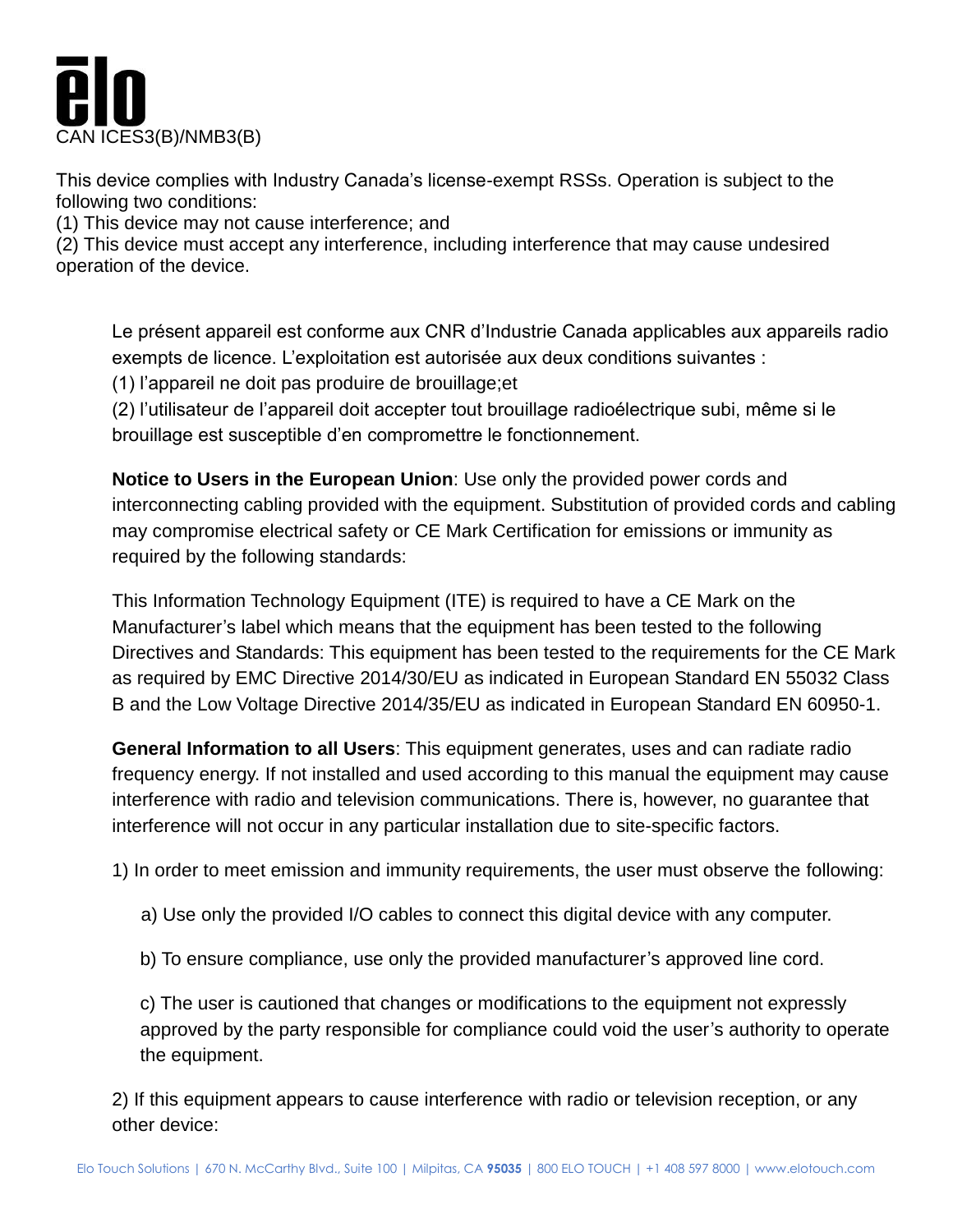CAN ICES3(B)/NMB3(B)

This device complies with Industry Canada's license-exempt RSSs. Operation is subject to the following two conditions:
(1) This device may not cause interference; and
(2) This device must accept any interference, including interference that may cause undesired operation of the device.

Le présent appareil est conforme aux CNR d'Industrie Canada applicables aux appareils radio exempts de licence. L'exploitation est autorisée aux deux conditions suivantes :
(1) l'appareil ne doit pas produire de brouillage;et
(2) l'utilisateur de l'appareil doit accepter tout brouillage radioélectrique subi, même si le brouillage est susceptible d'en compromettre le fonctionnement.

**Notice to Users in the European Union**: Use only the provided power cords and interconnecting cabling provided with the equipment. Substitution of provided cords and cabling may compromise electrical safety or CE Mark Certification for emissions or immunity as required by the following standards:

This Information Technology Equipment (ITE) is required to have a CE Mark on the Manufacturer's label which means that the equipment has been tested to the following Directives and Standards: This equipment has been tested to the requirements for the CE Mark as required by EMC Directive 2014/30/EU as indicated in European Standard EN 55032 Class B and the Low Voltage Directive 2014/35/EU as indicated in European Standard EN 60950-1.

**General Information to all Users**: This equipment generates, uses and can radiate radio frequency energy. If not installed and used according to this manual the equipment may cause interference with radio and television communications. There is, however, no guarantee that interference will not occur in any particular installation due to site-specific factors.

1) In order to meet emission and immunity requirements, the user must observe the following:

a) Use only the provided I/O cables to connect this digital device with any computer.

b) To ensure compliance, use only the provided manufacturer's approved line cord.

c) The user is cautioned that changes or modifications to the equipment not expressly approved by the party responsible for compliance could void the user's authority to operate the equipment.

2) If this equipment appears to cause interference with radio or television reception, or any other device: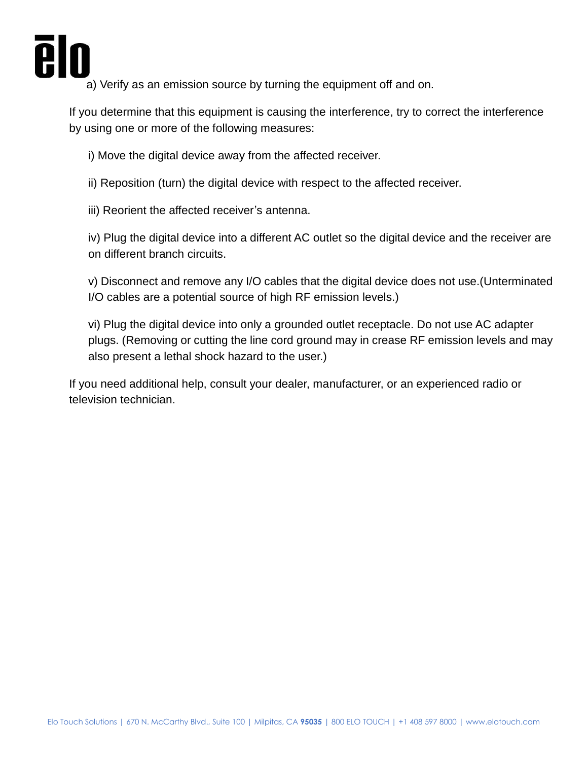a) Verify as an emission source by turning the equipment off and on.

If you determine that this equipment is causing the interference, try to correct the interference by using one or more of the following measures:

i) Move the digital device away from the affected receiver.

ii) Reposition (turn) the digital device with respect to the affected receiver.

iii) Reorient the affected receiver's antenna.

iv) Plug the digital device into a different AC outlet so the digital device and the receiver are on different branch circuits.

v) Disconnect and remove any I/O cables that the digital device does not use.(Unterminated I/O cables are a potential source of high RF emission levels.)

vi) Plug the digital device into only a grounded outlet receptacle. Do not use AC adapter plugs. (Removing or cutting the line cord ground may in crease RF emission levels and may also present a lethal shock hazard to the user.)

If you need additional help, consult your dealer, manufacturer, or an experienced radio or television technician.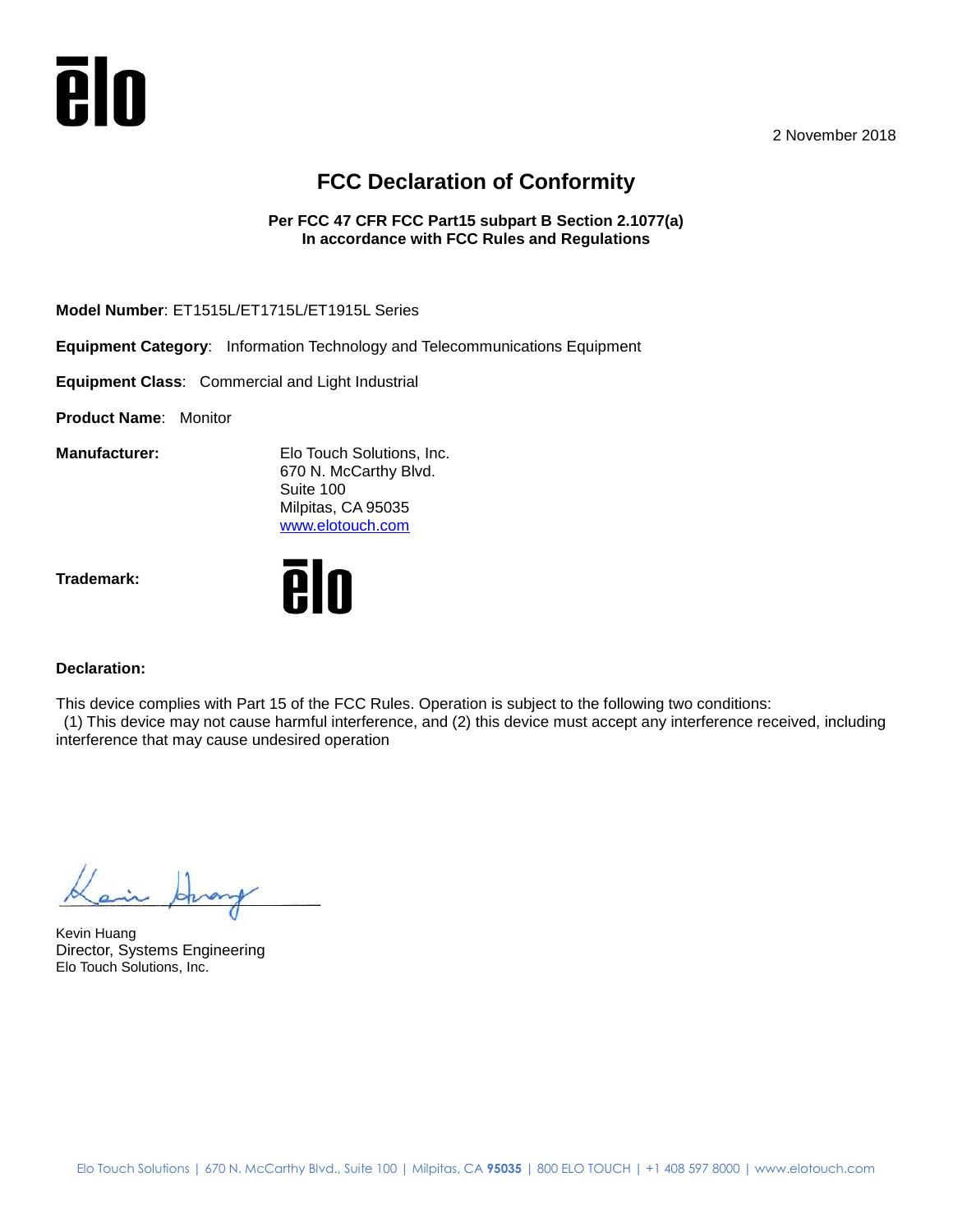2 November 2018

# FCC Declaration of Conformity

**Per FCC 47 CFR FCC Part15 subpart B Section 2.1077(a)**
**In accordance with FCC Rules and Regulations**

**Model Number**: ET1515L/ET1715L/ET1915L Series

**Equipment Category**: Information Technology and Telecommunications Equipment

**Equipment Class**: Commercial and Light Industrial

**Product Name**: Monitor

**Manufacturer:**

Elo Touch Solutions, Inc.
670 N. McCarthy Blvd.
Suite 100
Milpitas, CA 95035
www.elotouch.com

**Trademark:** elo

**Declaration:**

This device complies with Part 15 of the FCC Rules. Operation is subject to the following two conditions:
(1) This device may not cause harmful interference, and (2) this device must accept any interference received, including interference that may cause undesired operation

Kevin Huang
Director, Systems Engineering
Elo Touch Solutions, Inc.

Elo Touch Solutions | 670 N. McCarthy Blvd., Suite 100 | Milpitas, CA **95035** | 800 ELO TOUCH | +1 408 597 8000 | www.elotouch.com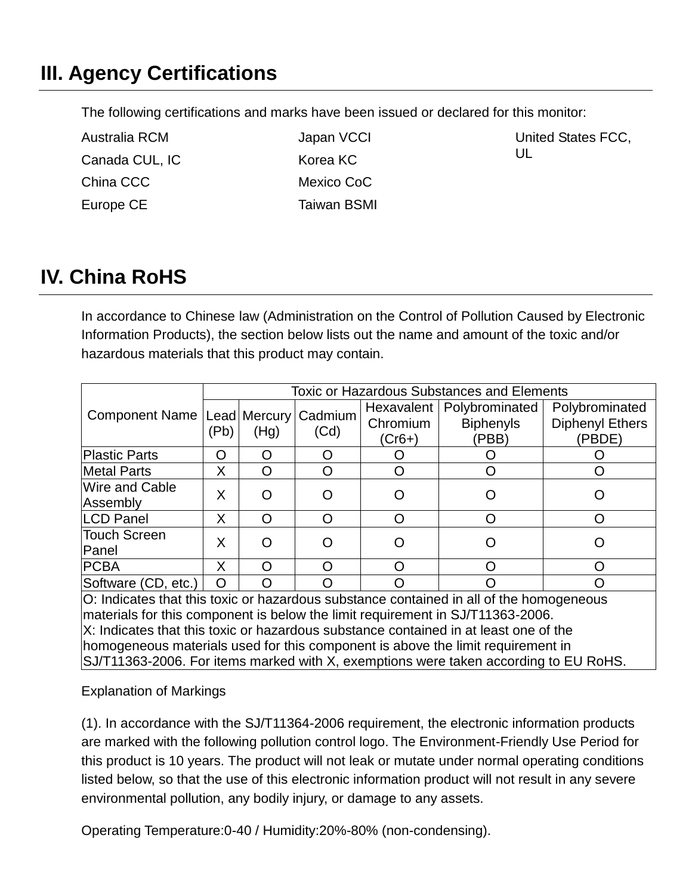# III. Agency Certifications

The following certifications and marks have been issued or declared for this monitor:

Australia RCM
Canada CUL, IC
China CCC
Europe CE
Japan VCCI
Korea KC
Mexico CoC
Taiwan BSMI
United States FCC, UL

# IV. China RoHS

In accordance to Chinese law (Administration on the Control of Pollution Caused by Electronic Information Products), the section below lists out the name and amount of the toxic and/or hazardous materials that this product may contain.

| Component Name | Toxic or Hazardous Substances and Elements | | | | | |
|---|---|---|---|---|---|---|
| | Lead (Pb) | Mercury (Hg) | Cadmium (Cd) | Hexavalent Chromium (Cr6+) | Polybrominated Biphenyls (PBB) | Polybrominated Diphenyl Ethers (PBDE) |
| Plastic Parts | O | O | O | O | O | O |
| Metal Parts | X | O | O | O | O | O |
| Wire and Cable Assembly | X | O | O | O | O | O |
| LCD Panel | X | O | O | O | O | O |
| Touch Screen Panel | X | O | O | O | O | O |
| PCBA | X | O | O | O | O | O |
| Software (CD, etc.) | O | O | O | O | O | O |
| O: Indicates that this toxic or hazardous substance contained in all of the homogeneous materials for this component is below the limit requirement in SJ/T11363-2006. X: Indicates that this toxic or hazardous substance contained in at least one of the homogeneous materials used for this component is above the limit requirement in SJ/T11363-2006. For items marked with X, exemptions were taken according to EU RoHS. | | | | | | |

Explanation of Markings

(1). In accordance with the SJ/T11364-2006 requirement, the electronic information products are marked with the following pollution control logo. The Environment-Friendly Use Period for this product is 10 years. The product will not leak or mutate under normal operating conditions listed below, so that the use of this electronic information product will not result in any severe environmental pollution, any bodily injury, or damage to any assets.

Operating Temperature:0-40 / Humidity:20%-80% (non-condensing).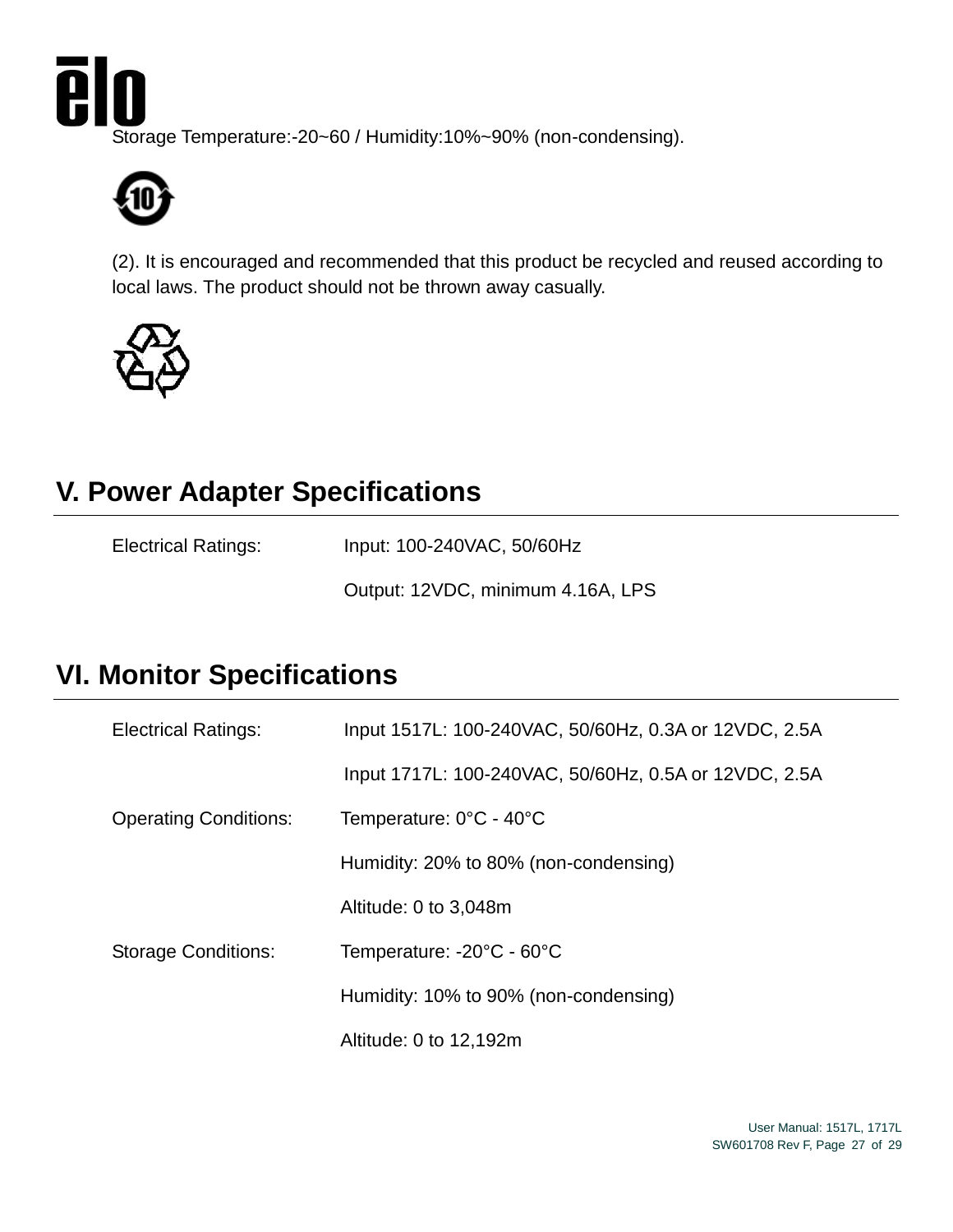Storage Temperature:-20~60 / Humidity:10%~90% (non-condensing).

(2). It is encouraged and recommended that this product be recycled and reused according to local laws. The product should not be thrown away casually.

## V. Power Adapter Specifications

| | |
|---|---|
| Electrical Ratings: | Input: 100-240VAC, 50/60Hz |
| | Output: 12VDC, minimum 4.16A, LPS |

## VI. Monitor Specifications

| | |
|---|---|
| Electrical Ratings: | Input 1517L: 100-240VAC, 50/60Hz, 0.3A or 12VDC, 2.5A |
| | Input 1717L: 100-240VAC, 50/60Hz, 0.5A or 12VDC, 2.5A |
| Operating Conditions: | Temperature: 0°C - 40°C |
| | Humidity: 20% to 80% (non-condensing) |
| | Altitude: 0 to 3,048m |
| Storage Conditions: | Temperature: -20°C - 60°C |
| | Humidity: 10% to 90% (non-condensing) |
| | Altitude: 0 to 12,192m |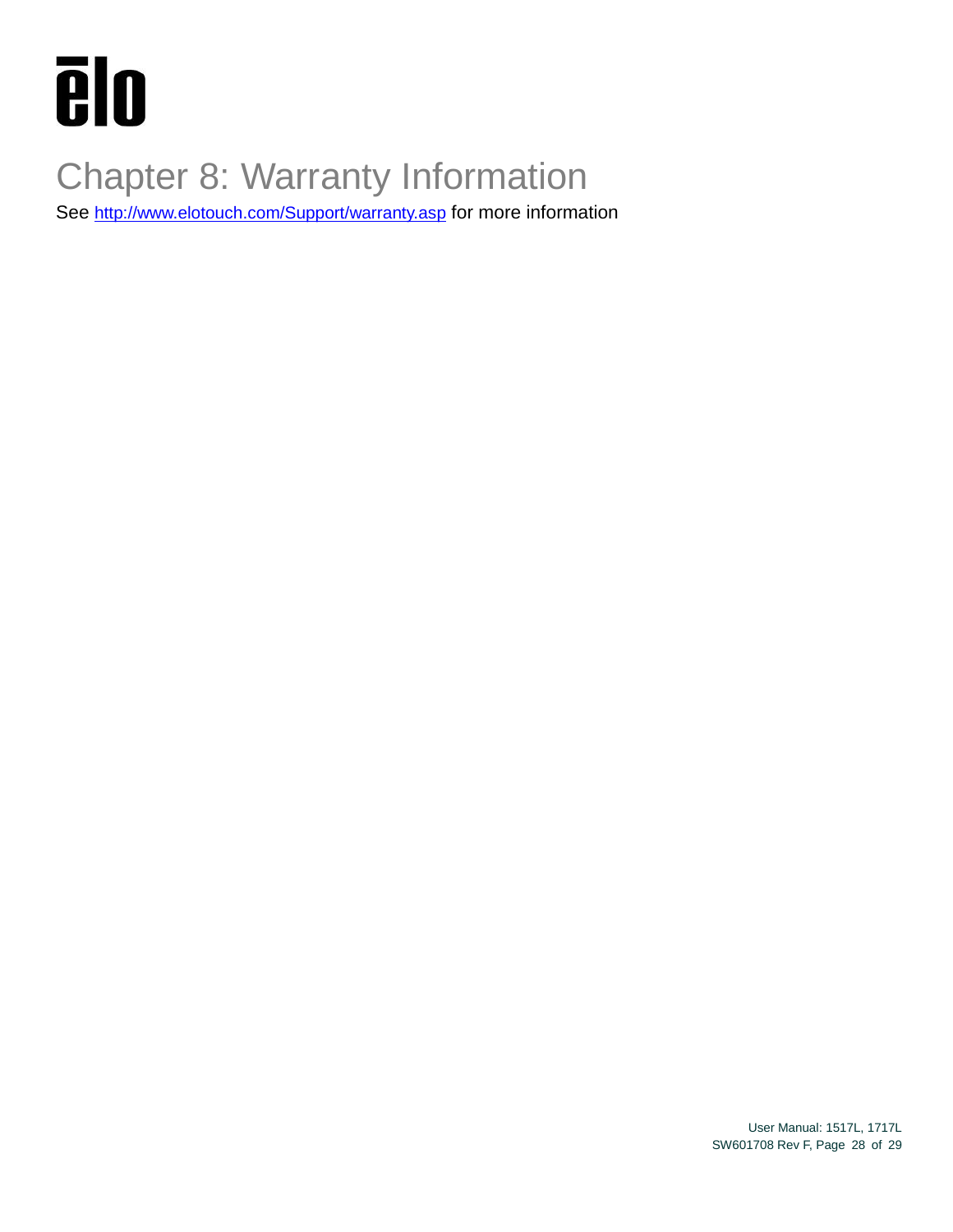# Chapter 8: Warranty Information

See http://www.elotouch.com/Support/warranty.asp for more information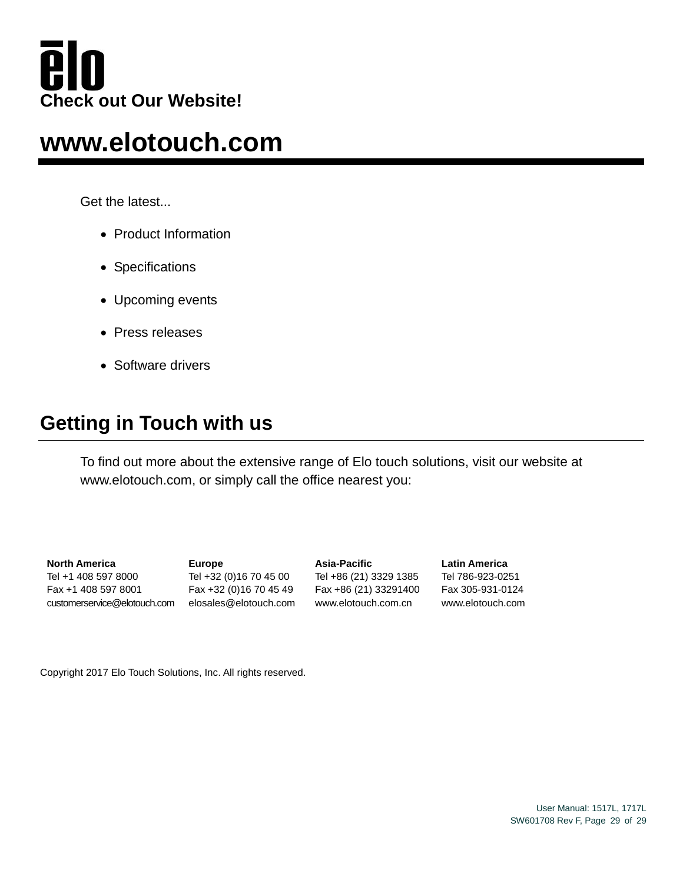**Check out Our Website!**

# www.elotouch.com

Get the latest...

- Product Information
- Specifications
- Upcoming events
- Press releases
- Software drivers

## Getting in Touch with us

To find out more about the extensive range of Elo touch solutions, visit our website at www.elotouch.com, or simply call the office nearest you:

| North America | Europe | Asia-Pacific | Latin America |
|---|---|---|---|
| Tel +1 408 597 8000 | Tel +32 (0)16 70 45 00 | Tel +86 (21) 3329 1385 | Tel 786-923-0251 |
| Fax +1 408 597 8001 | Fax +32 (0)16 70 45 49 | Fax +86 (21) 33291400 | Fax 305-931-0124 |
| customerservice@elotouch.com | elosales@elotouch.com | www.elotouch.com.cn | www.elotouch.com |

Copyright 2017 Elo Touch Solutions, Inc. All rights reserved.